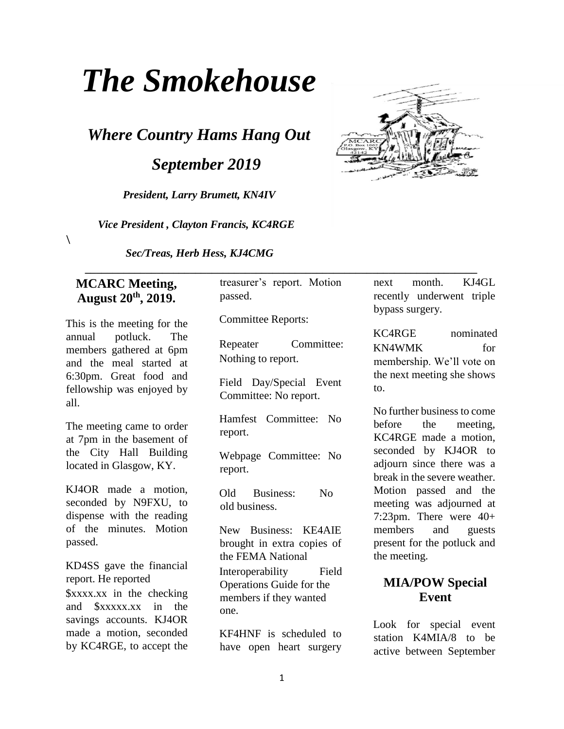# The Smokehouse

## Where Country Hams Hang Out

## September 2019

***President, Larry Brumett, KN4IV***

***Vice President , Clayton Francis, KC4RGE***

\

***Sec/Treas, Herb Hess, KJ4CMG***

---

### MCARC Meeting, August 20th, 2019.

This is the meeting for the annual potluck. The members gathered at 6pm and the meal started at 6:30pm. Great food and fellowship was enjoyed by all.

The meeting came to order at 7pm in the basement of the City Hall Building located in Glasgow, KY.

KJ4OR made a motion, seconded by N9FXU, to dispense with the reading of the minutes. Motion passed.

KD4SS gave the financial report. He reported $xxxx.xx in the checking and $xxxxx.xx in the savings accounts. KJ4OR made a motion, seconded by KC4RGE, to accept the treasurer's report. Motion passed.

Committee Reports:

Repeater Committee: Nothing to report.

Field Day/Special Event Committee: No report.

Hamfest Committee: No report.

Webpage Committee: No report.

Old Business: No old business.

New Business: KE4AIE brought in extra copies of the FEMA National Interoperability Field Operations Guide for the members if they wanted one.

KF4HNF is scheduled to have open heart surgery next month. KJ4GL recently underwent triple bypass surgery.

KC4RGE nominated KN4WMK for membership. We'll vote on the next meeting she shows to.

No further business to come before the meeting, KC4RGE made a motion, seconded by KJ4OR to adjourn since there was a break in the severe weather. Motion passed and the meeting was adjourned at 7:23pm. There were 40+ members and guests present for the potluck and the meeting.

### MIA/POW Special Event

Look for special event station K4MIA/8 to be active between September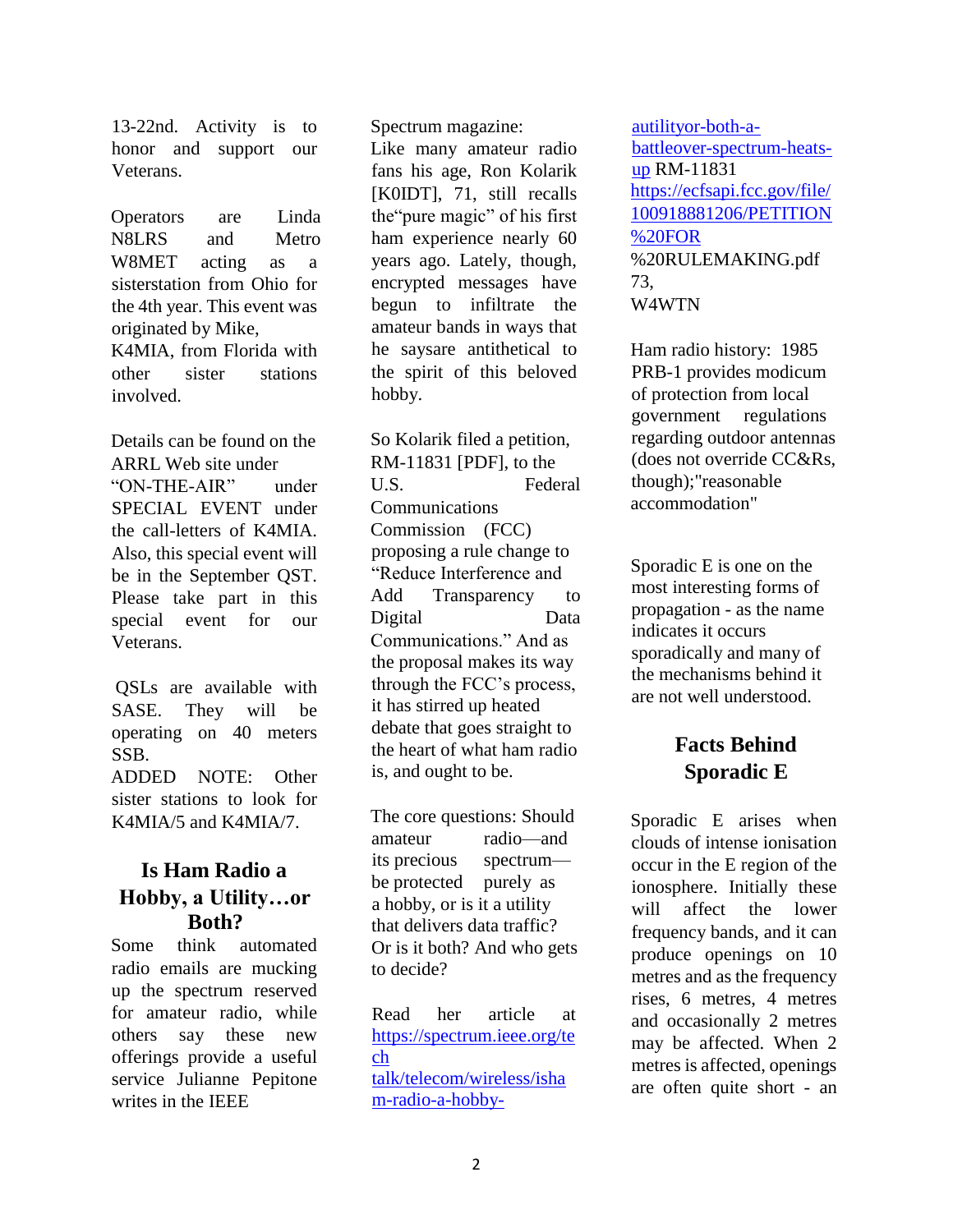13-22nd. Activity is to honor and support our Veterans.

Operators are Linda N8LRS and Metro W8MET acting as a sisterstation from Ohio for the 4th year. This event was originated by Mike, K4MIA, from Florida with other sister stations involved.

Details can be found on the ARRL Web site under "ON-THE-AIR" under SPECIAL EVENT under the call-letters of K4MIA. Also, this special event will be in the September QST. Please take part in this special event for our Veterans.

QSLs are available with SASE. They will be operating on 40 meters SSB.
ADDED NOTE: Other sister stations to look for K4MIA/5 and K4MIA/7.

## Is Ham Radio a Hobby, a Utility…or Both?

Some think automated radio emails are mucking up the spectrum reserved for amateur radio, while others say these new offerings provide a useful service Julianne Pepitone writes in the IEEE Spectrum magazine:
Like many amateur radio fans his age, Ron Kolarik [K0IDT], 71, still recalls the"pure magic" of his first ham experience nearly 60 years ago. Lately, though, encrypted messages have begun to infiltrate the amateur bands in ways that he saysare antithetical to the spirit of this beloved hobby.

So Kolarik filed a petition, RM-11831 [PDF], to the U.S. Federal Communications Commission (FCC) proposing a rule change to "Reduce Interference and Add Transparency to Digital Data Communications." And as the proposal makes its way through the FCC's process, it has stirred up heated debate that goes straight to the heart of what ham radio is, and ought to be.

The core questions: Should amateur radio—and its precious spectrum—be protected purely as a hobby, or is it a utility that delivers data traffic? Or is it both? And who gets to decide?

Read her article at https://spectrum.ieee.org/tech talk/telecom/wireless/isham-radio-a-hobby-autilityor-both-a-battleover-spectrum-heats-up RM-11831 https://ecfsapi.fcc.gov/file/100918881206/PETITION%20FOR %20RULEMAKING.pdf
73,
W4WTN

Ham radio history: 1985 PRB-1 provides modicum of protection from local government regulations regarding outdoor antennas (does not override CC&Rs, though);"reasonable accommodation"

Sporadic E is one on the most interesting forms of propagation - as the name indicates it occurs sporadically and many of the mechanisms behind it are not well understood.

## Facts Behind Sporadic E

Sporadic E arises when clouds of intense ionisation occur in the E region of the ionosphere. Initially these will affect the lower frequency bands, and it can produce openings on 10 metres and as the frequency rises, 6 metres, 4 metres and occasionally 2 metres may be affected. When 2 metres is affected, openings are often quite short - an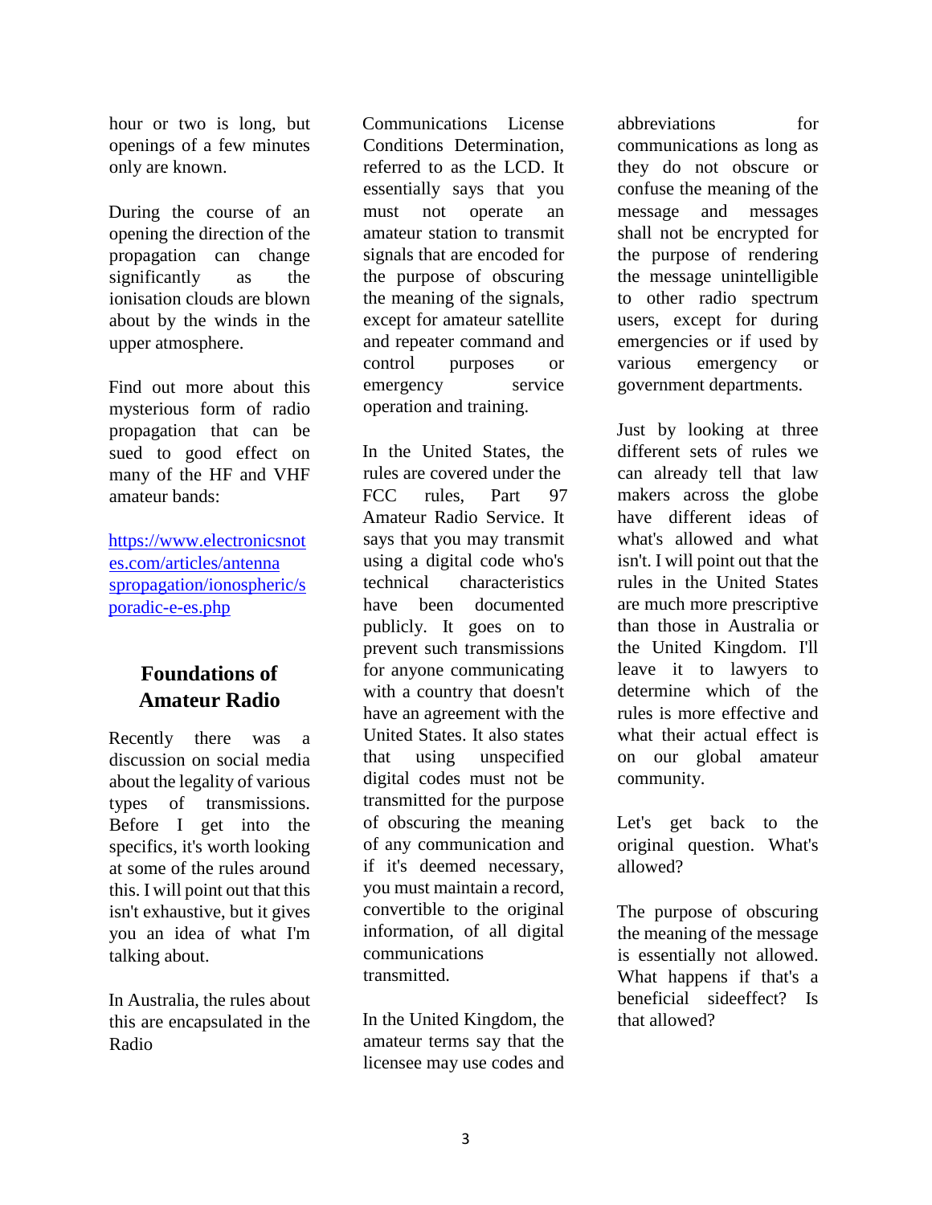hour or two is long, but openings of a few minutes only are known.

During the course of an opening the direction of the propagation can change significantly as the ionisation clouds are blown about by the winds in the upper atmosphere.

Find out more about this mysterious form of radio propagation that can be sued to good effect on many of the HF and VHF amateur bands:

[https://www.electronicsnotes.com/articles/antennaspropagation/ionospheric/sporadic-e-es.php](https://www.electronicsnotes.com/articles/antennaspropagation/ionospheric/sporadic-e-es.php)

## Foundations of Amateur Radio

Recently there was a discussion on social media about the legality of various types of transmissions. Before I get into the specifics, it's worth looking at some of the rules around this. I will point out that this isn't exhaustive, but it gives you an idea of what I'm talking about.

In Australia, the rules about this are encapsulated in the Radio Communications License Conditions Determination, referred to as the LCD. It essentially says that you must not operate an amateur station to transmit signals that are encoded for the purpose of obscuring the meaning of the signals, except for amateur satellite and repeater command and control purposes or emergency service operation and training.

In the United States, the rules are covered under the FCC rules, Part 97 Amateur Radio Service. It says that you may transmit using a digital code who's technical characteristics have been documented publicly. It goes on to prevent such transmissions for anyone communicating with a country that doesn't have an agreement with the United States. It also states that using unspecified digital codes must not be transmitted for the purpose of obscuring the meaning of any communication and if it's deemed necessary, you must maintain a record, convertible to the original information, of all digital communications transmitted.

In the United Kingdom, the amateur terms say that the licensee may use codes and abbreviations for communications as long as they do not obscure or confuse the meaning of the message and messages shall not be encrypted for the purpose of rendering the message unintelligible to other radio spectrum users, except for during emergencies or if used by various emergency or government departments.

Just by looking at three different sets of rules we can already tell that law makers across the globe have different ideas of what's allowed and what isn't. I will point out that the rules in the United States are much more prescriptive than those in Australia or the United Kingdom. I'll leave it to lawyers to determine which of the rules is more effective and what their actual effect is on our global amateur community.

Let's get back to the original question. What's allowed?

The purpose of obscuring the meaning of the message is essentially not allowed. What happens if that's a beneficial sideeffect? Is that allowed?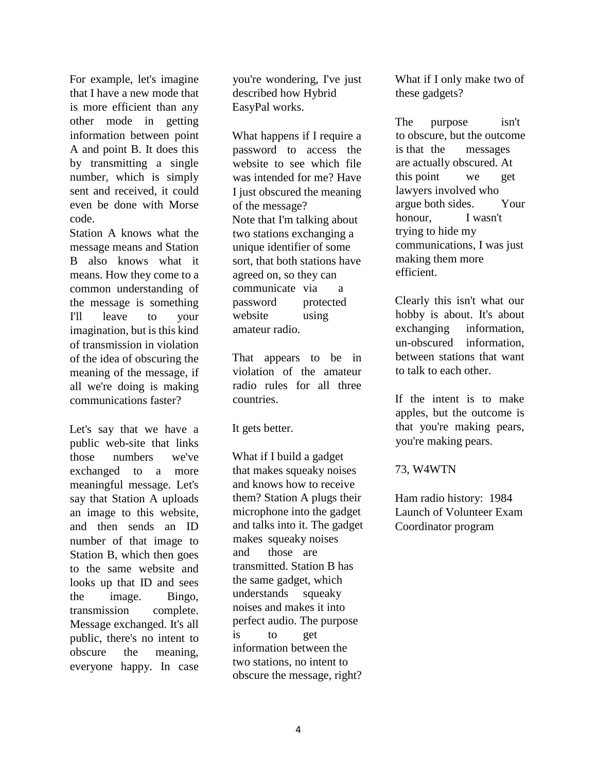For example, let's imagine that I have a new mode that is more efficient than any other mode in getting information between point A and point B. It does this by transmitting a single number, which is simply sent and received, it could even be done with Morse code.

Station A knows what the message means and Station B also knows what it means. How they come to a common understanding of the message is something I'll leave to your imagination, but is this kind of transmission in violation of the idea of obscuring the meaning of the message, if all we're doing is making communications faster?

Let's say that we have a public web-site that links those numbers we've exchanged to a more meaningful message. Let's say that Station A uploads an image to this website, and then sends an ID number of that image to Station B, which then goes to the same website and looks up that ID and sees the image. Bingo, transmission complete. Message exchanged. It's all public, there's no intent to obscure the meaning, everyone happy. In case you're wondering, I've just described how Hybrid EasyPal works.

What happens if I require a password to access the website to see which file was intended for me? Have I just obscured the meaning of the message?

Note that I'm talking about two stations exchanging a unique identifier of some sort, that both stations have agreed on, so they can communicate via a password protected website using amateur radio.

That appears to be in violation of the amateur radio rules for all three countries.

It gets better.

What if I build a gadget that makes squeaky noises and knows how to receive them? Station A plugs their microphone into the gadget and talks into it. The gadget makes squeaky noises and those are transmitted. Station B has the same gadget, which understands squeaky noises and makes it into perfect audio. The purpose is to get information between the two stations, no intent to obscure the message, right?

What if I only make two of these gadgets?

The purpose isn't to obscure, but the outcome is that the messages are actually obscured. At this point we get lawyers involved who argue both sides. Your honour, I wasn't trying to hide my communications, I was just making them more efficient.

Clearly this isn't what our hobby is about. It's about exchanging information, un-obscured information, between stations that want to talk to each other.

If the intent is to make apples, but the outcome is that you're making pears, you're making pears.

73, W4WTN

Ham radio history: 1984 Launch of Volunteer Exam Coordinator program